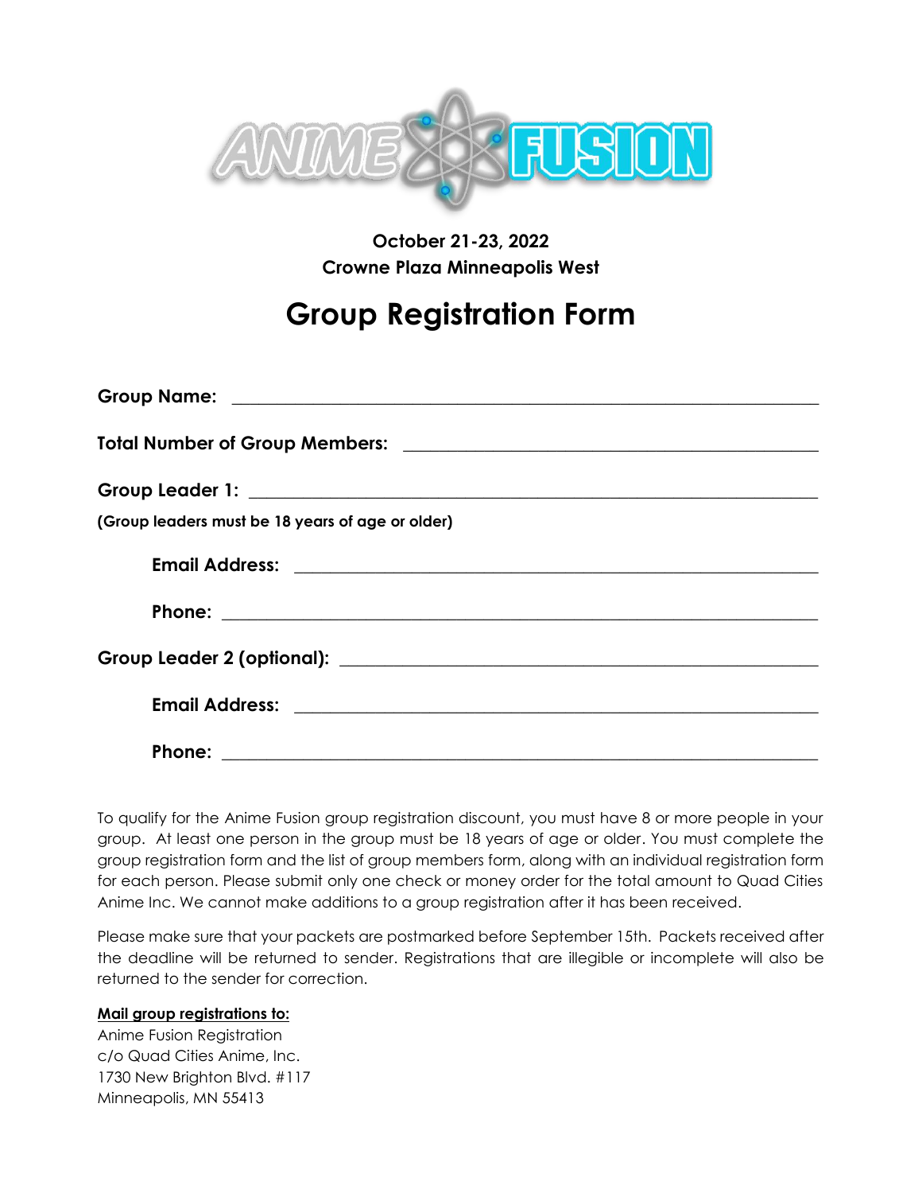ANIME FUSION

**October 21-23, 2022**
**Crowne Plaza Minneapolis West**

# Group Registration Form

**Group Name:** ____________________________________________

**Total Number of Group Members:** ____________________________________________

**Group Leader 1:** ____________________________________________

**(Group leaders must be 18 years of age or older)**

**Email Address:** ____________________________________________

**Phone:** ____________________________________________

**Group Leader 2 (optional):** ____________________________________________

**Email Address:** ____________________________________________

**Phone:** ____________________________________________

To qualify for the Anime Fusion group registration discount, you must have 8 or more people in your group. At least one person in the group must be 18 years of age or older. You must complete the group registration form and the list of group members form, along with an individual registration form for each person. Please submit only one check or money order for the total amount to Quad Cities Anime Inc. We cannot make additions to a group registration after it has been received.

Please make sure that your packets are postmarked before September 15th. Packets received after the deadline will be returned to sender. Registrations that are illegible or incomplete will also be returned to the sender for correction.

**Mail group registrations to:**

Anime Fusion Registration
c/o Quad Cities Anime, Inc.
1730 New Brighton Blvd. #117
Minneapolis, MN 55413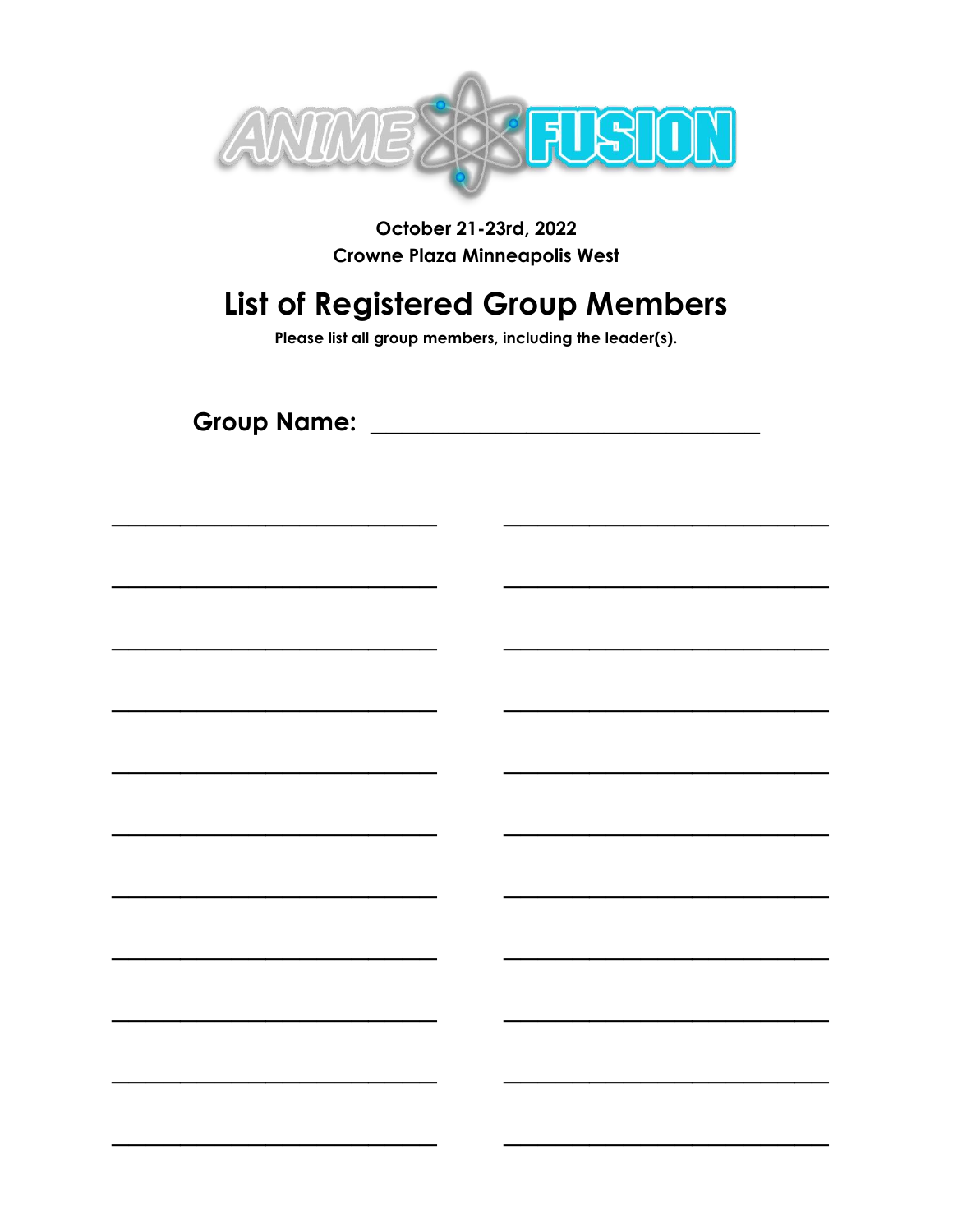ANIME FUSION

**October 21-23rd, 2022**
**Crowne Plaza Minneapolis West**

# List of Registered Group Members

**Please list all group members, including the leader(s).**

**Group Name:** ________________________________

| | |
|---|---|
| ____________________________ | ____________________________ |
| ____________________________ | ____________________________ |
| ____________________________ | ____________________________ |
| ____________________________ | ____________________________ |
| ____________________________ | ____________________________ |
| ____________________________ | ____________________________ |
| ____________________________ | ____________________________ |
| ____________________________ | ____________________________ |
| ____________________________ | ____________________________ |
| ____________________________ | ____________________________ |
| ____________________________ | ____________________________ |